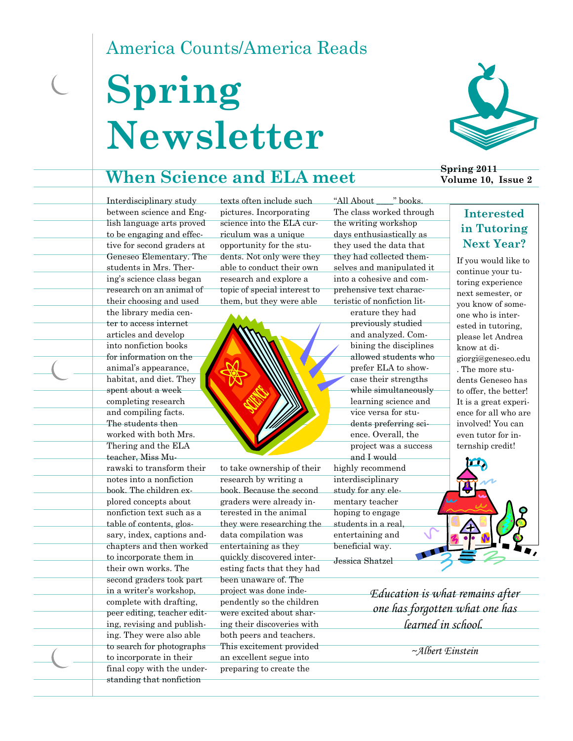America Counts/America Reads

# Spring Newsletter

Spring 2011

Volume 10, Issue 2

## When Science and ELA meet

Interdisciplinary study between science and English language arts proved to be engaging and effective for second graders at Geneseo Elementary. The students in Mrs. Thering's science class began research on an animal of their choosing and used the library media center to access internet articles and develop into nonfiction books for information on the animal's appearance, habitat, and diet. They spent about a week completing research and compiling facts. The students then worked with both Mrs. Thering and the ELA teacher, Miss Murawski to transform their notes into a nonfiction book. The children explored concepts about nonfiction text such as a table of contents, glossary, index, captions and chapters and then worked to incorporate them in their own works. The second graders took part in a writer's workshop, complete with drafting, peer editing, teacher editing, revising and publishing. They were also able to search for photographs to incorporate in their final copy with the understanding that nonfiction texts often include such pictures. Incorporating science into the ELA curriculum was a unique opportunity for the students. Not only were they able to conduct their own research and explore a topic of special interest to them, but they were able to take ownership of their research by writing a book. Because the second graders were already interested in the animal they were researching the data compilation was entertaining as they quickly discovered interesting facts that they had been unaware of. The project was done independently so the children were excited about sharing their discoveries with both peers and teachers. This excitement provided an excellent segue into preparing to create the "All About ____" books. The class worked through the writing workshop days enthusiastically as they used the data that they had collected themselves and manipulated it into a cohesive and comprehensive text characteristic of nonfiction literature they had previously studied and analyzed. Combining the disciplines allowed students who prefer ELA to showcase their strengths while simultaneously learning science and vice versa for students preferring science. Overall, the project was a success and I would highly recommend interdisciplinary study for any elementary teacher hoping to engage students in a real, entertaining and beneficial way.

Jessica Shatzel

### Interested in Tutoring Next Year?

If you would like to continue your tutoring experience next semester, or you know of someone who is interested in tutoring, please let Andrea know at digiorgi@geneseo.edu. The more students Geneseo has to offer, the better! It is a great experience for all who are involved! You can even tutor for internship credit!

*Education is what remains after one has forgotten what one has learned in school.*

*~Albert Einstein*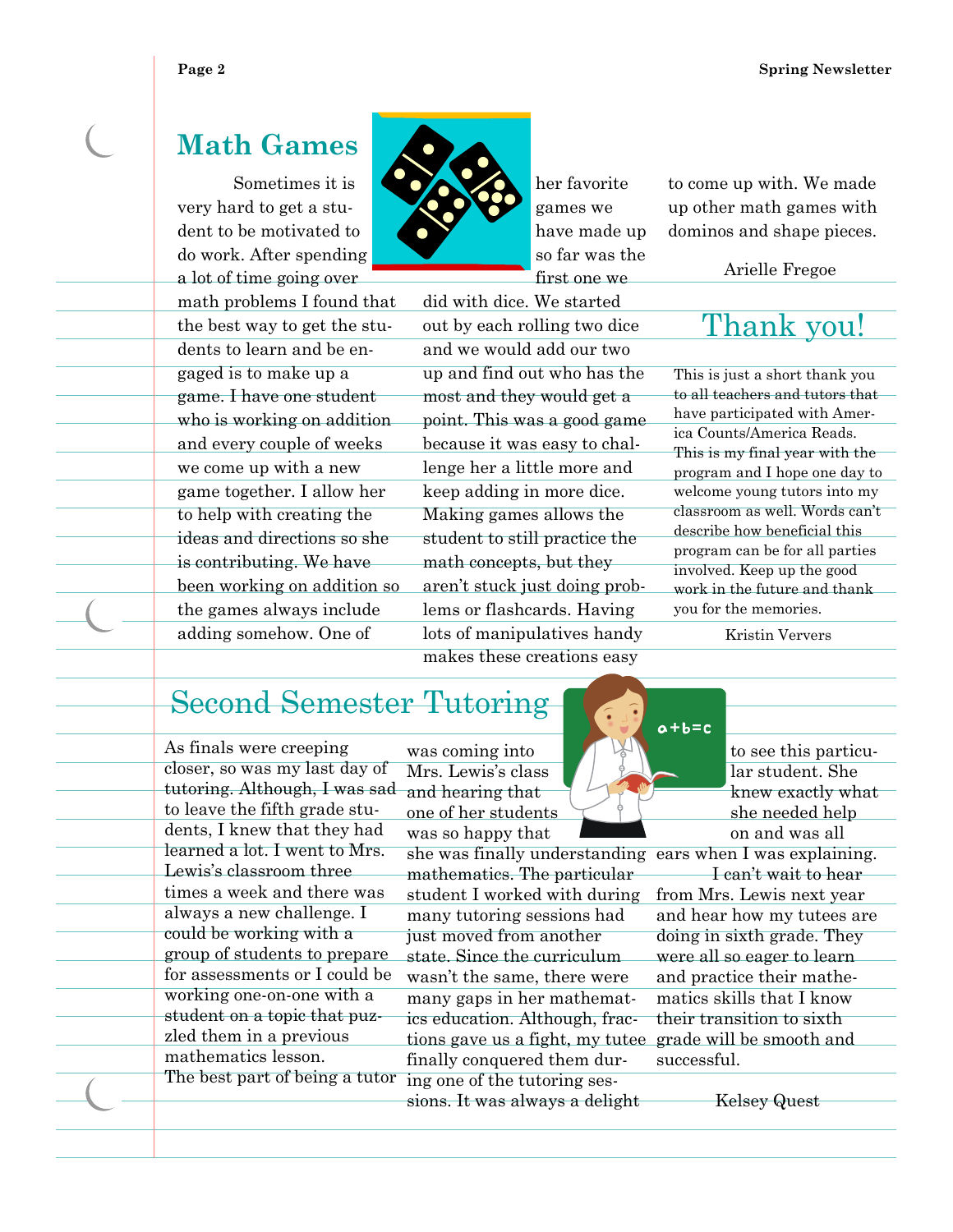## Math Games

Sometimes it is very hard to get a student to be motivated to do work. After spending a lot of time going over math problems I found that the best way to get the students to learn and be engaged is to make up a game. I have one student who is working on addition and every couple of weeks we come up with a new game together. I allow her to help with creating the ideas and directions so she is contributing. We have been working on addition so the games always include adding somehow. One of her favorite games we have made up so far was the first one we did with dice. We started out by each rolling two dice and we would add our two up and find out who has the most and they would get a point. This was a good game because it was easy to challenge her a little more and keep adding in more dice. Making games allows the student to still practice the math concepts, but they aren't stuck just doing problems or flashcards. Having lots of manipulatives handy makes these creations easy to come up with. We made up other math games with dominos and shape pieces.

Arielle Fregoe

## Thank you!

This is just a short thank you to all teachers and tutors that have participated with America Counts/America Reads. This is my final year with the program and I hope one day to welcome young tutors into my classroom as well. Words can't describe how beneficial this program can be for all parties involved. Keep up the good work in the future and thank you for the memories.

Kristin Ververs

## Second Semester Tutoring

As finals were creeping closer, so was my last day of tutoring. Although, I was sad to leave the fifth grade students, I knew that they had learned a lot. I went to Mrs. Lewis's classroom three times a week and there was always a new challenge. I could be working with a group of students to prepare for assessments or I could be working one-on-one with a student on a topic that puzzled them in a previous mathematics lesson.

The best part of being a tutor was coming into Mrs. Lewis's class and hearing that one of her students was so happy that she was finally understanding mathematics. The particular student I worked with during many tutoring sessions had just moved from another state. Since the curriculum wasn't the same, there were many gaps in her mathematics education. Although, fractions gave us a fight, my tutee finally conquered them during one of the tutoring sessions. It was always a delight to see this particular student. She knew exactly what she needed help on and was all ears when I was explaining.

I can't wait to hear from Mrs. Lewis next year and hear how my tutees are doing in sixth grade. They were all so eager to learn and practice their mathematics skills that I know their transition to sixth grade will be smooth and successful.

Kelsey Quest